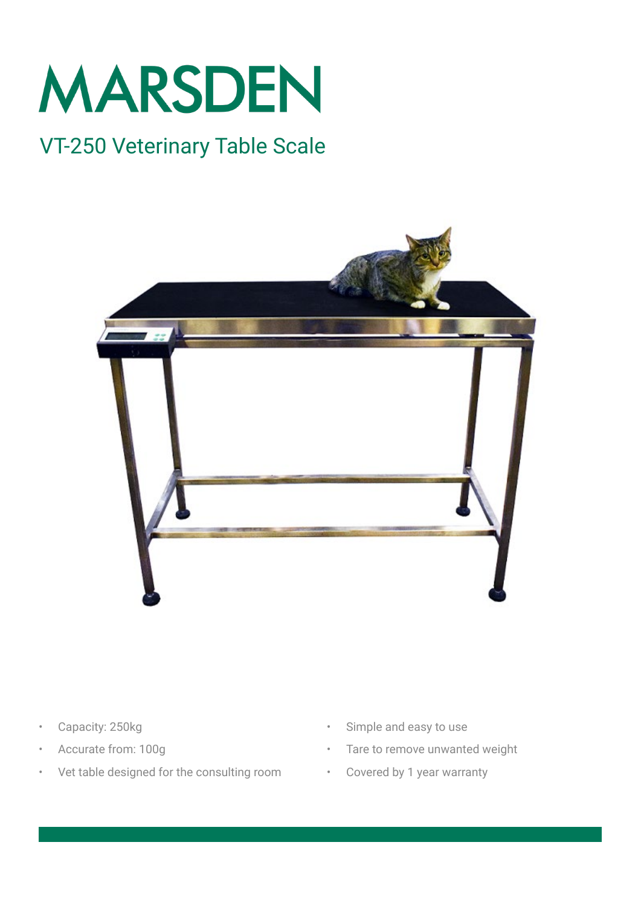# MARSDEN

## VT-250 Veterinary Table Scale

- Capacity: 250kg
- Accurate from: 100g
- Vet table designed for the consulting room
- Simple and easy to use
- Tare to remove unwanted weight
- Covered by 1 year warranty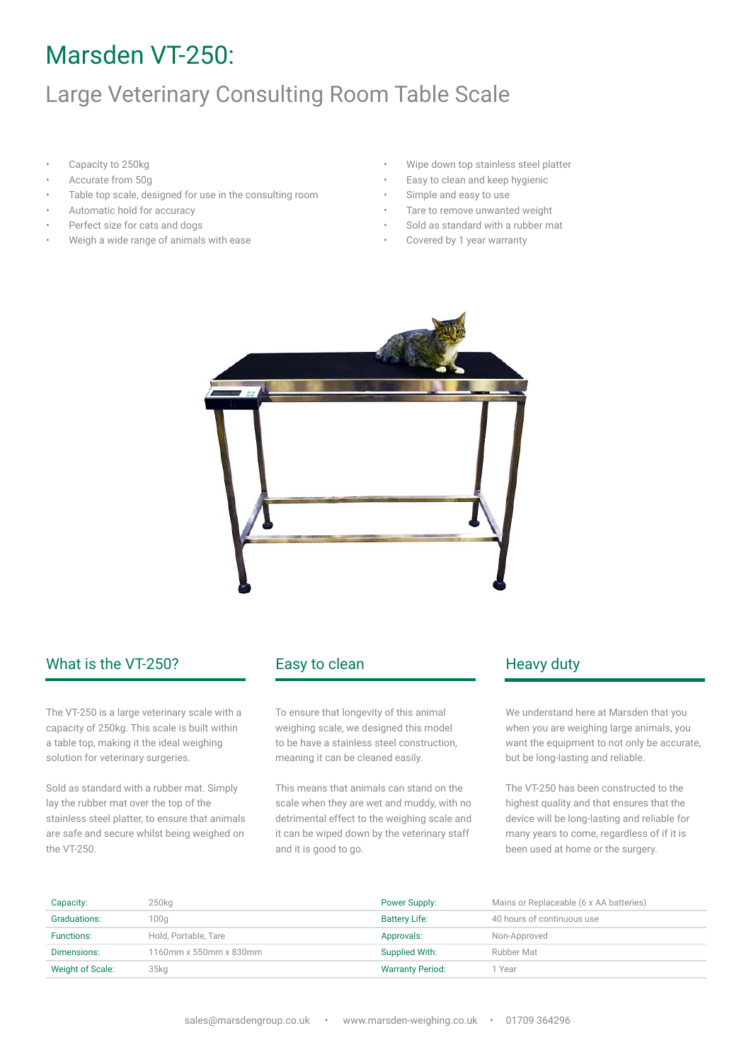# Marsden VT-250:

## Large Veterinary Consulting Room Table Scale

- Capacity to 250kg
- Accurate from 50g
- Table top scale, designed for use in the consulting room
- Automatic hold for accuracy
- Perfect size for cats and dogs
- Weigh a wide range of animals with ease
- Wipe down top stainless steel platter
- Easy to clean and keep hygienic
- Simple and easy to use
- Tare to remove unwanted weight
- Sold as standard with a rubber mat
- Covered by 1 year warranty

### What is the VT-250?

The VT-250 is a large veterinary scale with a capacity of 250kg. This scale is built within a table top, making it the ideal weighing solution for veterinary surgeries.

Sold as standard with a rubber mat. Simply lay the rubber mat over the top of the stainless steel platter, to ensure that animals are safe and secure whilst being weighed on the VT-250.

### Easy to clean

To ensure that longevity of this animal weighing scale, we designed this model to be have a stainless steel construction, meaning it can be cleaned easily.

This means that animals can stand on the scale when they are wet and muddy, with no detrimental effect to the weighing scale and it can be wiped down by the veterinary staff and it is good to go.

### Heavy duty

We understand here at Marsden that you when you are weighing large animals, you want the equipment to not only be accurate, but be long-lasting and reliable.

The VT-250 has been constructed to the highest quality and that ensures that the device will be long-lasting and reliable for many years to come, regardless of if it is been used at home or the surgery.

| | | | |
|---|---|---|---|
| Capacity: | 250kg | Power Supply: | Mains or Replaceable (6 x AA batteries) |
| Graduations: | 100g | Battery Life: | 40 hours of continuous use |
| Functions: | Hold, Portable, Tare | Approvals: | Non-Approved |
| Dimensions: | 1160mm x 550mm x 830mm | Supplied With: | Rubber Mat |
| Weight of Scale: | 35kg | Warranty Period: | 1 Year |

sales@marsdengroup.co.uk • www.marsden-weighing.co.uk • 01709 364296